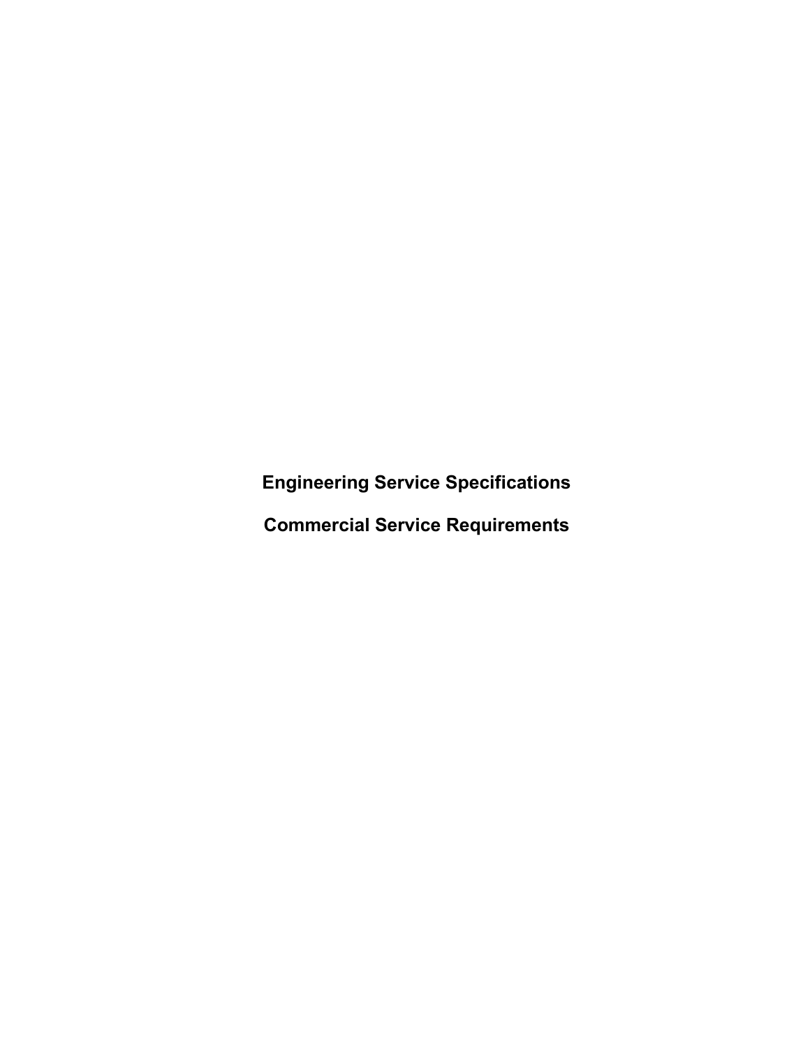# Engineering Service Specifications

# Commercial Service Requirements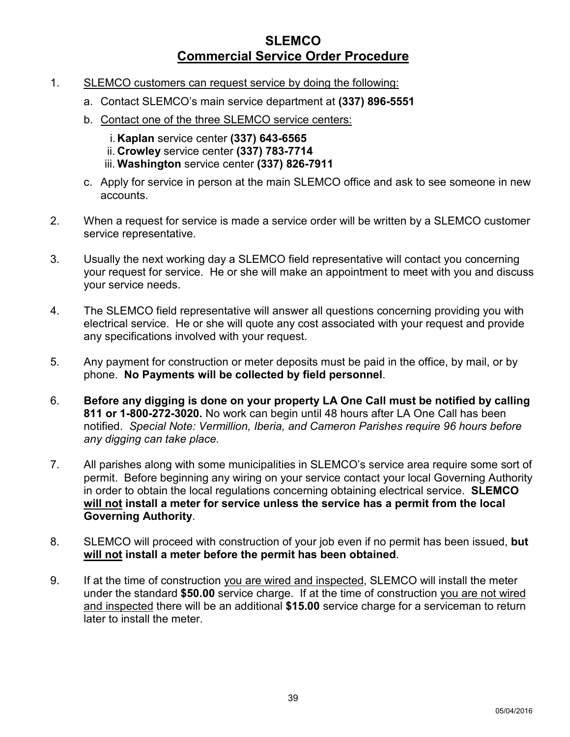# SLEMCO
## Commercial Service Order Procedure

1. SLEMCO customers can request service by doing the following:
   a. Contact SLEMCO's main service department at **(337) 896-5551**
   b. Contact one of the three SLEMCO service centers:
      i. **Kaplan** service center **(337) 643-6565**
      ii. **Crowley** service center **(337) 783-7714**
      iii. **Washington** service center **(337) 826-7911**
   c. Apply for service in person at the main SLEMCO office and ask to see someone in new accounts.

2. When a request for service is made a service order will be written by a SLEMCO customer service representative.

3. Usually the next working day a SLEMCO field representative will contact you concerning your request for service. He or she will make an appointment to meet with you and discuss your service needs.

4. The SLEMCO field representative will answer all questions concerning providing you with electrical service. He or she will quote any cost associated with your request and provide any specifications involved with your request.

5. Any payment for construction or meter deposits must be paid in the office, by mail, or by phone. **No Payments will be collected by field personnel**.

6. **Before any digging is done on your property LA One Call must be notified by calling 811 or 1-800-272-3020.** No work can begin until 48 hours after LA One Call has been notified. *Special Note: Vermillion, Iberia, and Cameron Parishes require 96 hours before any digging can take place.*

7. All parishes along with some municipalities in SLEMCO's service area require some sort of permit. Before beginning any wiring on your service contact your local Governing Authority in order to obtain the local regulations concerning obtaining electrical service. **SLEMCO will not install a meter for service unless the service has a permit from the local Governing Authority**.

8. SLEMCO will proceed with construction of your job even if no permit has been issued, **but will not install a meter before the permit has been obtained**.

9. If at the time of construction you are wired and inspected, SLEMCO will install the meter under the standard **$50.00** service charge. If at the time of construction you are not wired and inspected there will be an additional **$15.00** service charge for a serviceman to return later to install the meter.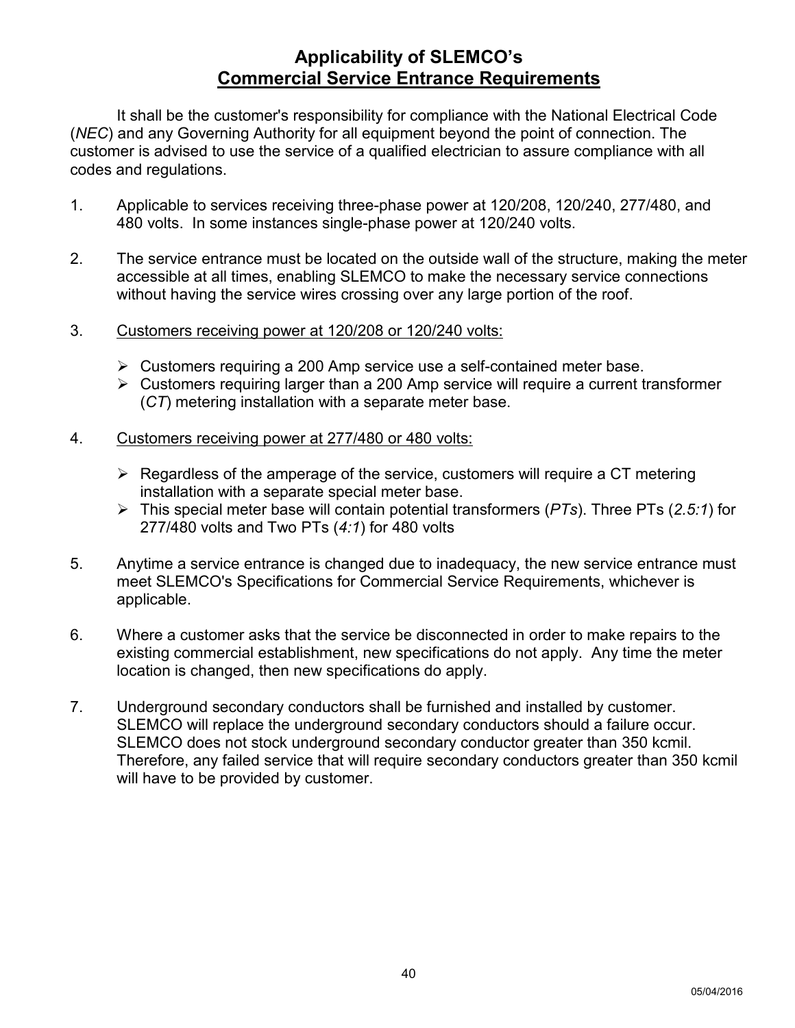# Applicability of SLEMCO's
## <u>Commercial Service Entrance Requirements</u>

It shall be the customer's responsibility for compliance with the National Electrical Code (*NEC*) and any Governing Authority for all equipment beyond the point of connection. The customer is advised to use the service of a qualified electrician to assure compliance with all codes and regulations.

1. Applicable to services receiving three-phase power at 120/208, 120/240, 277/480, and 480 volts. In some instances single-phase power at 120/240 volts.

2. The service entrance must be located on the outside wall of the structure, making the meter accessible at all times, enabling SLEMCO to make the necessary service connections without having the service wires crossing over any large portion of the roof.

3. <u>Customers receiving power at 120/208 or 120/240 volts:</u>

   - Customers requiring a 200 Amp service use a self-contained meter base.
   - Customers requiring larger than a 200 Amp service will require a current transformer (*CT*) metering installation with a separate meter base.

4. <u>Customers receiving power at 277/480 or 480 volts:</u>

   - Regardless of the amperage of the service, customers will require a CT metering installation with a separate special meter base.
   - This special meter base will contain potential transformers (*PTs*). Three PTs (*2.5:1*) for 277/480 volts and Two PTs (*4:1*) for 480 volts

5. Anytime a service entrance is changed due to inadequacy, the new service entrance must meet SLEMCO's Specifications for Commercial Service Requirements, whichever is applicable.

6. Where a customer asks that the service be disconnected in order to make repairs to the existing commercial establishment, new specifications do not apply. Any time the meter location is changed, then new specifications do apply.

7. Underground secondary conductors shall be furnished and installed by customer. SLEMCO will replace the underground secondary conductors should a failure occur. SLEMCO does not stock underground secondary conductor greater than 350 kcmil. Therefore, any failed service that will require secondary conductors greater than 350 kcmil will have to be provided by customer.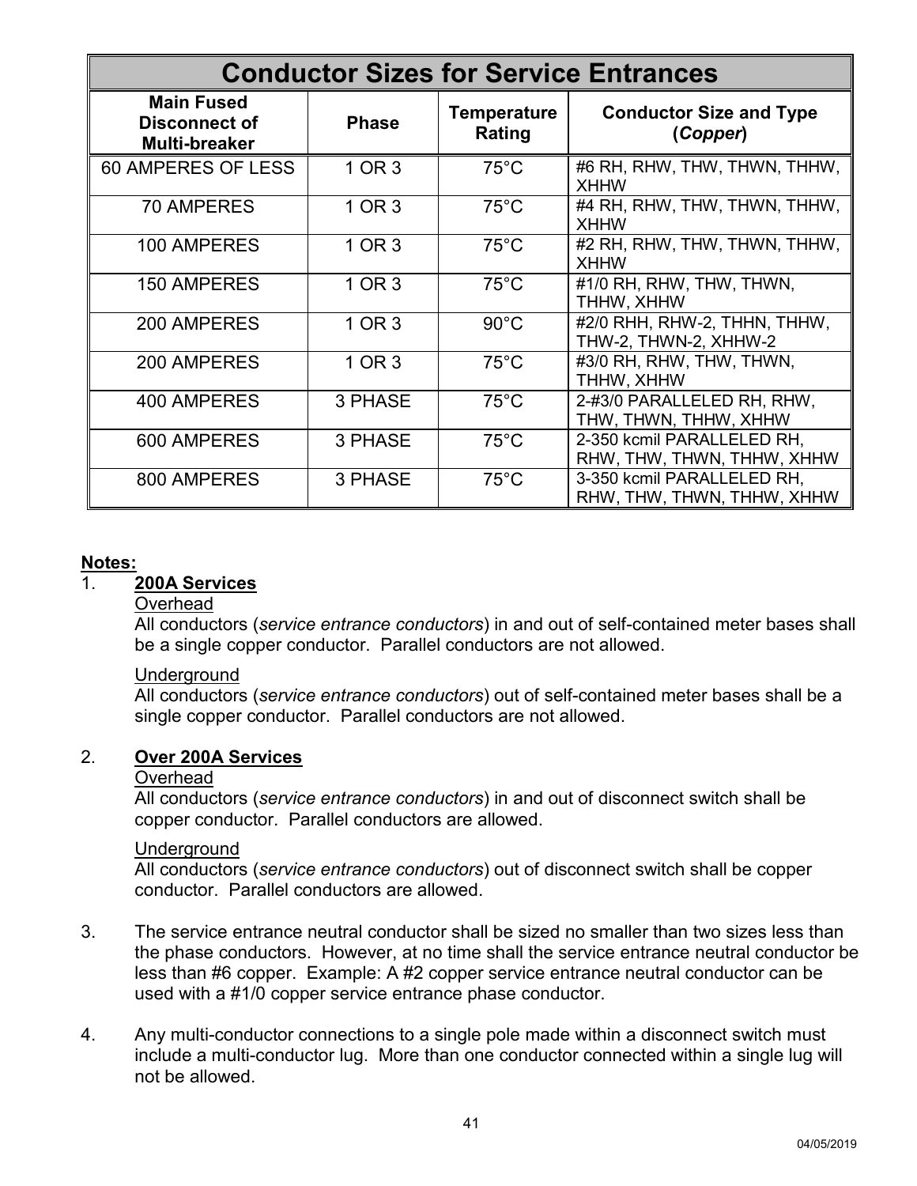# Conductor Sizes for Service Entrances

| Main Fused Disconnect of Multi-breaker | Phase | Temperature Rating | Conductor Size and Type (*Copper*) |
|---|---|---|---|
| 60 AMPERES OF LESS | 1 OR 3 | 75°C | #6 RH, RHW, THW, THWN, THHW, XHHW |
| 70 AMPERES | 1 OR 3 | 75°C | #4 RH, RHW, THW, THWN, THHW, XHHW |
| 100 AMPERES | 1 OR 3 | 75°C | #2 RH, RHW, THW, THWN, THHW, XHHW |
| 150 AMPERES | 1 OR 3 | 75°C | #1/0 RH, RHW, THW, THWN, THHW, XHHW |
| 200 AMPERES | 1 OR 3 | 90°C | #2/0 RHH, RHW-2, THHN, THHW, THW-2, THWN-2, XHHW-2 |
| 200 AMPERES | 1 OR 3 | 75°C | #3/0 RH, RHW, THW, THWN, THHW, XHHW |
| 400 AMPERES | 3 PHASE | 75°C | 2-#3/0 PARALLELED RH, RHW, THW, THWN, THHW, XHHW |
| 600 AMPERES | 3 PHASE | 75°C | 2-350 kcmil PARALLELED RH, RHW, THW, THWN, THHW, XHHW |
| 800 AMPERES | 3 PHASE | 75°C | 3-350 kcmil PARALLELED RH, RHW, THW, THWN, THHW, XHHW |

**Notes:**

1. **200A Services**

   Overhead

   All conductors (*service entrance conductors*) in and out of self-contained meter bases shall be a single copper conductor. Parallel conductors are not allowed.

   Underground

   All conductors (*service entrance conductors*) out of self-contained meter bases shall be a single copper conductor. Parallel conductors are not allowed.

2. **Over 200A Services**

   Overhead

   All conductors (*service entrance conductors*) in and out of disconnect switch shall be copper conductor. Parallel conductors are allowed.

   Underground

   All conductors (*service entrance conductors*) out of disconnect switch shall be copper conductor. Parallel conductors are allowed.

3. The service entrance neutral conductor shall be sized no smaller than two sizes less than the phase conductors. However, at no time shall the service entrance neutral conductor be less than #6 copper. Example: A #2 copper service entrance neutral conductor can be used with a #1/0 copper service entrance phase conductor.

4. Any multi-conductor connections to a single pole made within a disconnect switch must include a multi-conductor lug. More than one conductor connected within a single lug will not be allowed.